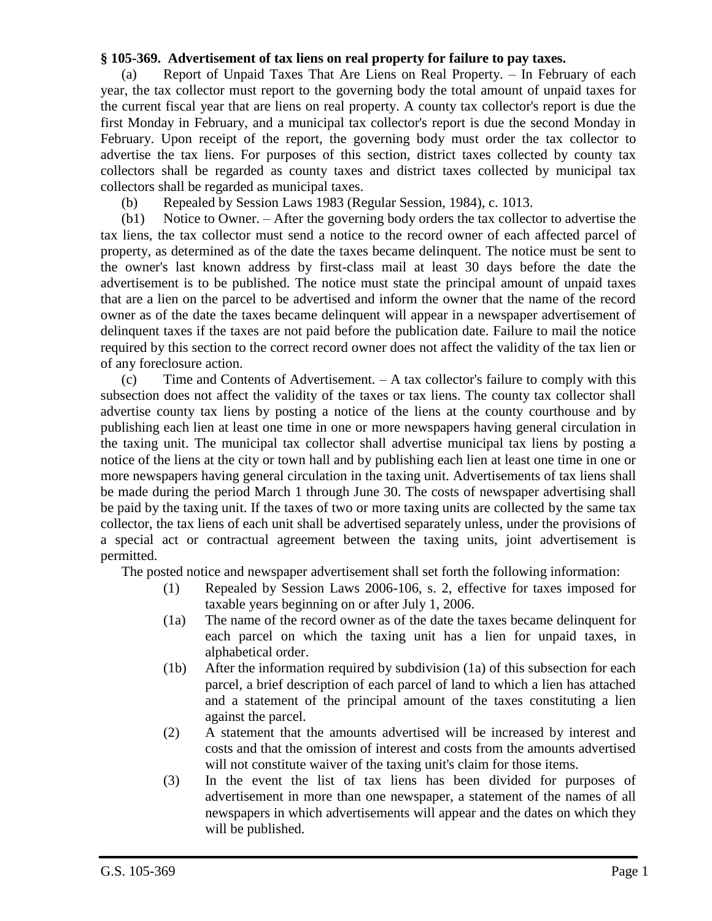**§ 105-369. Advertisement of tax liens on real property for failure to pay taxes.**

(a) Report of Unpaid Taxes That Are Liens on Real Property. – In February of each year, the tax collector must report to the governing body the total amount of unpaid taxes for the current fiscal year that are liens on real property. A county tax collector's report is due the first Monday in February, and a municipal tax collector's report is due the second Monday in February. Upon receipt of the report, the governing body must order the tax collector to advertise the tax liens. For purposes of this section, district taxes collected by county tax collectors shall be regarded as county taxes and district taxes collected by municipal tax collectors shall be regarded as municipal taxes.

(b) Repealed by Session Laws 1983 (Regular Session, 1984), c. 1013.

(b1) Notice to Owner. – After the governing body orders the tax collector to advertise the tax liens, the tax collector must send a notice to the record owner of each affected parcel of property, as determined as of the date the taxes became delinquent. The notice must be sent to the owner's last known address by first-class mail at least 30 days before the date the advertisement is to be published. The notice must state the principal amount of unpaid taxes that are a lien on the parcel to be advertised and inform the owner that the name of the record owner as of the date the taxes became delinquent will appear in a newspaper advertisement of delinquent taxes if the taxes are not paid before the publication date. Failure to mail the notice required by this section to the correct record owner does not affect the validity of the tax lien or of any foreclosure action.

(c) Time and Contents of Advertisement. – A tax collector's failure to comply with this subsection does not affect the validity of the taxes or tax liens. The county tax collector shall advertise county tax liens by posting a notice of the liens at the county courthouse and by publishing each lien at least one time in one or more newspapers having general circulation in the taxing unit. The municipal tax collector shall advertise municipal tax liens by posting a notice of the liens at the city or town hall and by publishing each lien at least one time in one or more newspapers having general circulation in the taxing unit. Advertisements of tax liens shall be made during the period March 1 through June 30. The costs of newspaper advertising shall be paid by the taxing unit. If the taxes of two or more taxing units are collected by the same tax collector, the tax liens of each unit shall be advertised separately unless, under the provisions of a special act or contractual agreement between the taxing units, joint advertisement is permitted.

The posted notice and newspaper advertisement shall set forth the following information:

(1) Repealed by Session Laws 2006-106, s. 2, effective for taxes imposed for taxable years beginning on or after July 1, 2006.

(1a) The name of the record owner as of the date the taxes became delinquent for each parcel on which the taxing unit has a lien for unpaid taxes, in alphabetical order.

(1b) After the information required by subdivision (1a) of this subsection for each parcel, a brief description of each parcel of land to which a lien has attached and a statement of the principal amount of the taxes constituting a lien against the parcel.

(2) A statement that the amounts advertised will be increased by interest and costs and that the omission of interest and costs from the amounts advertised will not constitute waiver of the taxing unit's claim for those items.

(3) In the event the list of tax liens has been divided for purposes of advertisement in more than one newspaper, a statement of the names of all newspapers in which advertisements will appear and the dates on which they will be published.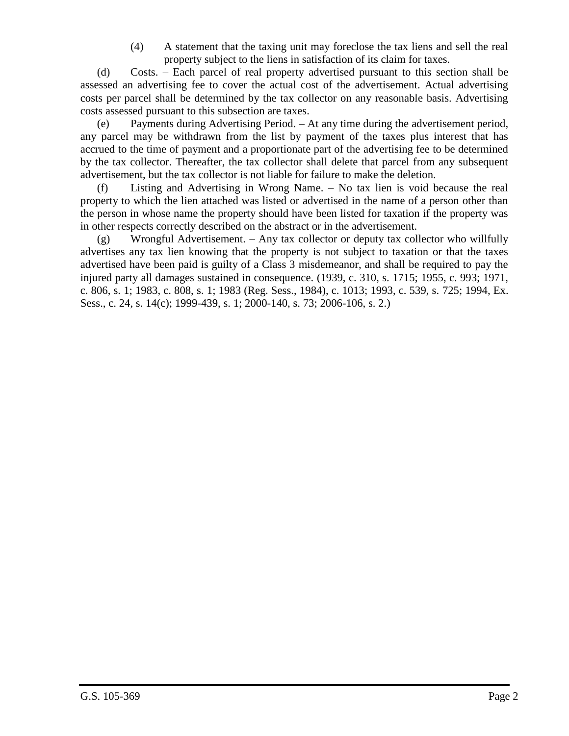(4) A statement that the taxing unit may foreclose the tax liens and sell the real property subject to the liens in satisfaction of its claim for taxes.

(d) Costs. – Each parcel of real property advertised pursuant to this section shall be assessed an advertising fee to cover the actual cost of the advertisement. Actual advertising costs per parcel shall be determined by the tax collector on any reasonable basis. Advertising costs assessed pursuant to this subsection are taxes.

(e) Payments during Advertising Period. – At any time during the advertisement period, any parcel may be withdrawn from the list by payment of the taxes plus interest that has accrued to the time of payment and a proportionate part of the advertising fee to be determined by the tax collector. Thereafter, the tax collector shall delete that parcel from any subsequent advertisement, but the tax collector is not liable for failure to make the deletion.

(f) Listing and Advertising in Wrong Name. – No tax lien is void because the real property to which the lien attached was listed or advertised in the name of a person other than the person in whose name the property should have been listed for taxation if the property was in other respects correctly described on the abstract or in the advertisement.

(g) Wrongful Advertisement. – Any tax collector or deputy tax collector who willfully advertises any tax lien knowing that the property is not subject to taxation or that the taxes advertised have been paid is guilty of a Class 3 misdemeanor, and shall be required to pay the injured party all damages sustained in consequence. (1939, c. 310, s. 1715; 1955, c. 993; 1971, c. 806, s. 1; 1983, c. 808, s. 1; 1983 (Reg. Sess., 1984), c. 1013; 1993, c. 539, s. 725; 1994, Ex. Sess., c. 24, s. 14(c); 1999-439, s. 1; 2000-140, s. 73; 2006-106, s. 2.)